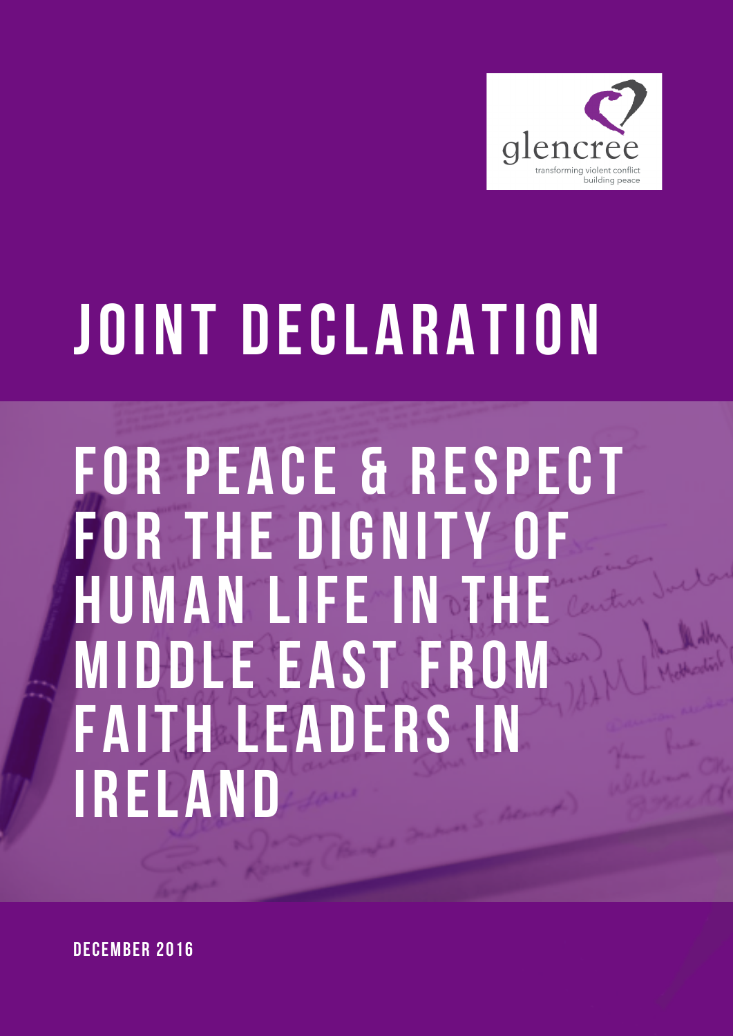glencree

transforming violent conflict
building peace

# JOINT DECLARATION

## FOR PEACE & RESPECT FOR THE DIGNITY OF HUMAN LIFE IN THE MIDDLE EAST FROM FAITH LEADERS IN IRELAND

**DECEMBER 2016**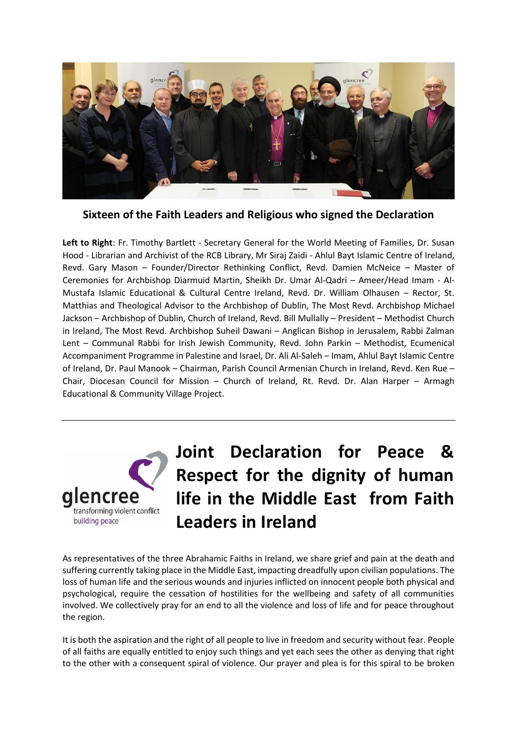**Sixteen of the Faith Leaders and Religious who signed the Declaration**

**Left to Right**: Fr. Timothy Bartlett - Secretary General for the World Meeting of Families, Dr. Susan Hood - Librarian and Archivist of the RCB Library, Mr Siraj Zaidi - Ahlul Bayt Islamic Centre of Ireland, Revd. Gary Mason – Founder/Director Rethinking Conflict, Revd. Damien McNeice – Master of Ceremonies for Archbishop Diarmuid Martin, Sheikh Dr. Umar Al-Qadri – Ameer/Head Imam - Al-Mustafa Islamic Educational & Cultural Centre Ireland, Revd. Dr. William Olhausen – Rector, St. Matthias and Theological Advisor to the Archbishop of Dublin, The Most Revd. Archbishop Michael Jackson – Archbishop of Dublin, Church of Ireland, Revd. Bill Mullally – President – Methodist Church in Ireland, The Most Revd. Archbishop Suheil Dawani – Anglican Bishop in Jerusalem, Rabbi Zalman Lent – Communal Rabbi for Irish Jewish Community, Revd. John Parkin – Methodist, Ecumenical Accompaniment Programme in Palestine and Israel, Dr. Ali Al-Saleh – Imam, Ahlul Bayt Islamic Centre of Ireland, Dr. Paul Manook – Chairman, Parish Council Armenian Church in Ireland, Revd. Ken Rue – Chair, Diocesan Council for Mission – Church of Ireland, Rt. Revd. Dr. Alan Harper – Armagh Educational & Community Village Project.

---

glencree
transforming violent conflict
building peace

# Joint Declaration for Peace & Respect for the dignity of human life in the Middle East from Faith Leaders in Ireland

As representatives of the three Abrahamic Faiths in Ireland, we share grief and pain at the death and suffering currently taking place in the Middle East, impacting dreadfully upon civilian populations. The loss of human life and the serious wounds and injuries inflicted on innocent people both physical and psychological, require the cessation of hostilities for the wellbeing and safety of all communities involved. We collectively pray for an end to all the violence and loss of life and for peace throughout the region.

It is both the aspiration and the right of all people to live in freedom and security without fear. People of all faiths are equally entitled to enjoy such things and yet each sees the other as denying that right to the other with a consequent spiral of violence. Our prayer and plea is for this spiral to be broken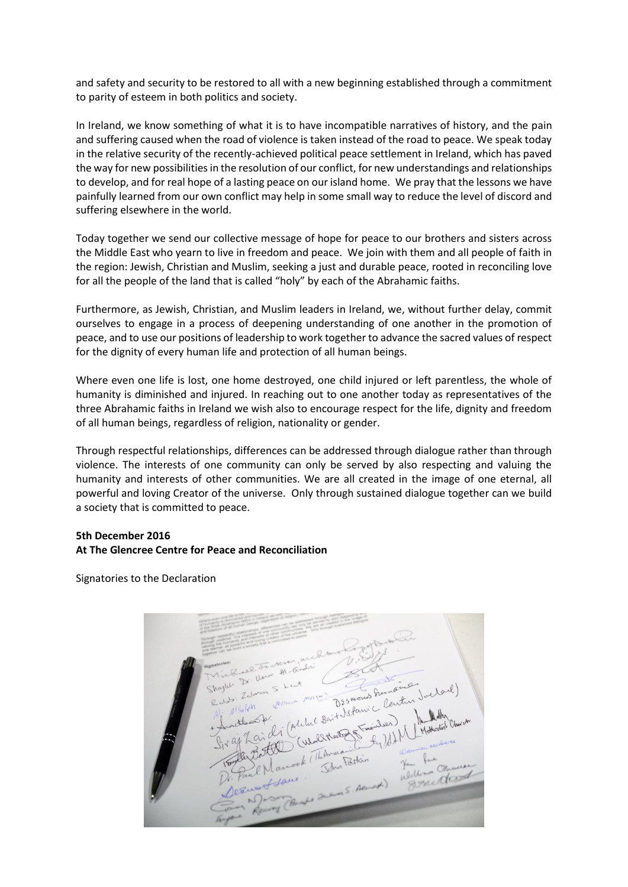and safety and security to be restored to all with a new beginning established through a commitment to parity of esteem in both politics and society.

In Ireland, we know something of what it is to have incompatible narratives of history, and the pain and suffering caused when the road of violence is taken instead of the road to peace. We speak today in the relative security of the recently-achieved political peace settlement in Ireland, which has paved the way for new possibilities in the resolution of our conflict, for new understandings and relationships to develop, and for real hope of a lasting peace on our island home. We pray that the lessons we have painfully learned from our own conflict may help in some small way to reduce the level of discord and suffering elsewhere in the world.

Today together we send our collective message of hope for peace to our brothers and sisters across the Middle East who yearn to live in freedom and peace. We join with them and all people of faith in the region: Jewish, Christian and Muslim, seeking a just and durable peace, rooted in reconciling love for all the people of the land that is called "holy" by each of the Abrahamic faiths.

Furthermore, as Jewish, Christian, and Muslim leaders in Ireland, we, without further delay, commit ourselves to engage in a process of deepening understanding of one another in the promotion of peace, and to use our positions of leadership to work together to advance the sacred values of respect for the dignity of every human life and protection of all human beings.

Where even one life is lost, one home destroyed, one child injured or left parentless, the whole of humanity is diminished and injured. In reaching out to one another today as representatives of the three Abrahamic faiths in Ireland we wish also to encourage respect for the life, dignity and freedom of all human beings, regardless of religion, nationality or gender.

Through respectful relationships, differences can be addressed through dialogue rather than through violence. The interests of one community can only be served by also respecting and valuing the humanity and interests of other communities. We are all created in the image of one eternal, all powerful and loving Creator of the universe. Only through sustained dialogue together can we build a society that is committed to peace.

**5th December 2016**
**At The Glencree Centre for Peace and Reconciliation**

Signatories to the Declaration